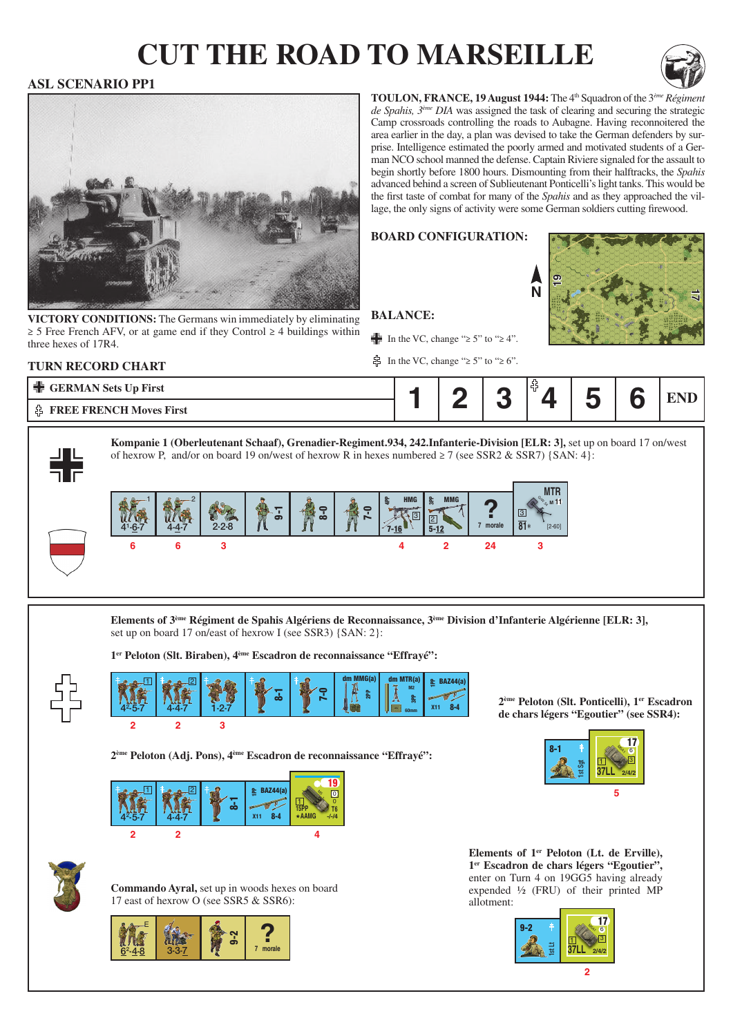# CUT THE ROAD TO MARSEILLE

## ASL SCENARIO PP1

**TOULON, FRANCE, 19 August 1944:** The 4th Squadron of the 3*ème Régiment de Spahis, 3ème DIA* was assigned the task of clearing and securing the strategic Camp crossroads controlling the roads to Aubagne. Having reconnoitered the area earlier in the day, a plan was devised to take the German defenders by surprise. Intelligence estimated the poorly armed and motivated students of a German NCO school manned the defense. Captain Riviere signaled for the assault to begin shortly before 1800 hours. Dismounting from their halftracks, the *Spahis* advanced behind a screen of Sublieutenant Ponticelli's light tanks. This would be the first taste of combat for many of the *Spahis* and as they approached the village, the only signs of activity were some German soldiers cutting firewood.

**VICTORY CONDITIONS:** The Germans win immediately by eliminating ≥ 5 Free French AFV, or at game end if they Control ≥ 4 buildings within three hexes of 17R4.

**BOARD CONFIGURATION:**

N — boards 19, 17

**BALANCE:**

- German: In the VC, change "≥ 5" to "≥ 4".
- Free French: In the VC, change "≥ 5" to "≥ 6".

## TURN RECORD CHART

| | 1 | 2 | 3 | 4 | 5 | 6 | END |
|---|---|---|---|---|---|---|---|
| GERMAN Sets Up First | | | | | | | |
| FREE FRENCH Moves First | | | | (Free French reinforcements) | | | |

**Kompanie 1 (Oberleutenant Schaaf), Grenadier-Regiment.934, 242.Infanterie-Division [ELR: 3],** set up on board 17 on/west of hexrow P, and/or on board 19 on/west of hexrow R in hexes numbered ≥ 7 (see SSR2 & SSR7) {SAN: 4}:

| 4[1]-6-7 | 4-4-7 | 2-2-8 | 9-1 | 8-0 | 7-0 | HMG 7-16 | MMG 5-12 | ? 7 morale | MTR 81* [2-60] |
|---|---|---|---|---|---|---|---|---|---|
| 6 | 6 | 3 | | | | 4 | 2 | 24 | 3 |

**Elements of 3ème Régiment de Spahis Algériens de Reconnaissance, 3ème Division d'Infanterie Algérienne [ELR: 3],** set up on board 17 on/east of hexrow I (see SSR3) {SAN: 2}:

**1er Peloton (Slt. Biraben), 4ème Escadron de reconnaissance "Effrayé":**

| 4[2]-5-7 | 4-4-7 | 1-2-7 | 8-1 | 7-0 | dm MMG(a) | dm MTR(a) M2 60mm | BAZ44(a) X11 8-4 |
|---|---|---|---|---|---|---|---|
| 2 | 2 | 3 | | | | | |

**2ème Peloton (Adj. Pons), 4ème Escadron de reconnaissance "Effrayé":**

| 4[2]-5-7 | 4-4-7 | 8-1 | BAZ44(a) X11 8-4 | 19 ★AAMG T6 -/-/4 |
|---|---|---|---|---|
| 2 | 2 | | | 4 |

**2ème Peloton (Slt. Ponticelli), 1er Escadron de chars légers "Egoutier" (see SSR4):**

| 8-1 1st Sgt | 17 37LL 2/4/2 |
|---|---|
| | 5 |

**Commando Ayral,** set up in woods hexes on board 17 east of hexrow O (see SSR5 & SSR6):

| 6[2]-4-8 | 3-3-7 | 9-2 | ? 7 morale |
|---|---|---|---|

**Elements of 1er Peloton (Lt. de Erville), 1er Escadron de chars légers "Egoutier",** enter on Turn 4 on 19GG5 having already expended ½ (FRU) of their printed MP allotment:

| 9-2 1st Lt | 17 37LL 2/4/2 |
|---|---|
| | 2 |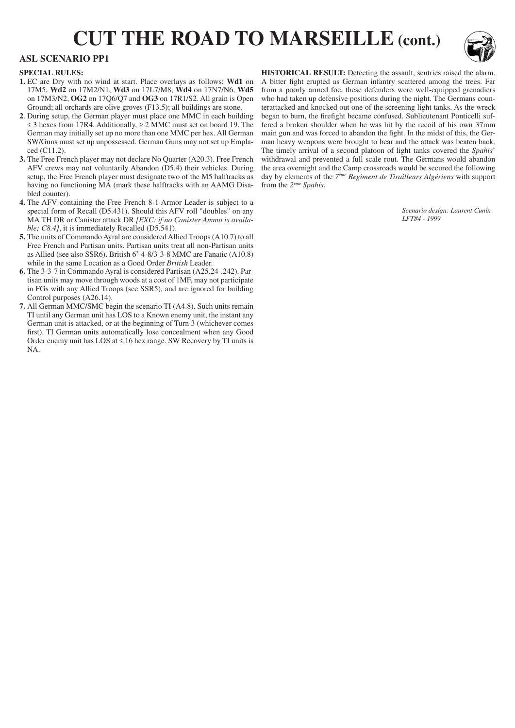# CUT THE ROAD TO MARSEILLE (cont.)

## ASL SCENARIO PP1

**SPECIAL RULES:**

**1.** EC are Dry with no wind at start. Place overlays as follows: **Wd1** on 17M5, **Wd2** on 17M2/N1, **Wd3** on 17L7/M8, **Wd4** on 17N7/N6, **Wd5** on 17M3/N2, **OG2** on 17Q6/Q7 and **OG3** on 17R1/S2. All grain is Open Ground; all orchards are olive groves (F13.5); all buildings are stone.

**2**. During setup, the German player must place one MMC in each building ≤ 3 hexes from 17R4. Additionally, ≥ 2 MMC must set on board 19. The German may initially set up no more than one MMC per hex. All German SW/Guns must set up unpossessed. German Guns may not set up Emplaced (C11.2).

**3.** The Free French player may not declare No Quarter (A20.3). Free French AFV crews may not voluntarily Abandon (D5.4) their vehicles. During setup, the Free French player must designate two of the M5 halftracks as having no functioning MA (mark these halftracks with an AAMG Disabled counter).

**4.** The AFV containing the Free French 8-1 Armor Leader is subject to a special form of Recall (D5.431). Should this AFV roll "doubles" on any MA TH DR or Canister attack DR *[EXC: if no Canister Ammo is available; C8.4]*, it is immediately Recalled (D5.541).

**5.** The units of Commando Ayral are considered Allied Troops (A10.7) to all Free French and Partisan units. Partisan units treat all non-Partisan units as Allied (see also SSR6). British $\underline{6}^2$-$\underline{4}$-$\underline{8}$/3-3-$\underline{8}$ MMC are Fanatic (A10.8) while in the same Location as a Good Order *British* Leader.

**6.** The 3-3-7 in Commando Ayral is considered Partisan (A25.24-.242). Partisan units may move through woods at a cost of 1MF, may not participate in FGs with any Allied Troops (see SSR5), and are ignored for building Control purposes (A26.14).

**7.** All German MMC/SMC begin the scenario TI (A4.8). Such units remain TI until any German unit has LOS to a Known enemy unit, the instant any German unit is attacked, or at the beginning of Turn 3 (whichever comes first). TI German units automatically lose concealment when any Good Order enemy unit has LOS at ≤ 16 hex range. SW Recovery by TI units is NA.

**HISTORICAL RESULT:** Detecting the assault, sentries raised the alarm. A bitter fight erupted as German infantry scattered among the trees. Far from a poorly armed foe, these defenders were well-equipped grenadiers who had taken up defensive positions during the night. The Germans counterattacked and knocked out one of the screening light tanks. As the wreck began to burn, the firefight became confused. Sublieutenant Ponticelli suffered a broken shoulder when he was hit by the recoil of his own 37mm main gun and was forced to abandon the fight. In the midst of this, the German heavy weapons were brought to bear and the attack was beaten back. The timely arrival of a second platoon of light tanks covered the *Spahis*' withdrawal and prevented a full scale rout. The Germans would abandon the area overnight and the Camp crossroads would be secured the following day by elements of the *7ème Regiment de Tirailleurs Algériens* with support from the *2ème Spahis*.

*Scenario design: Laurent Cunin*
*LFT#4 - 1999*